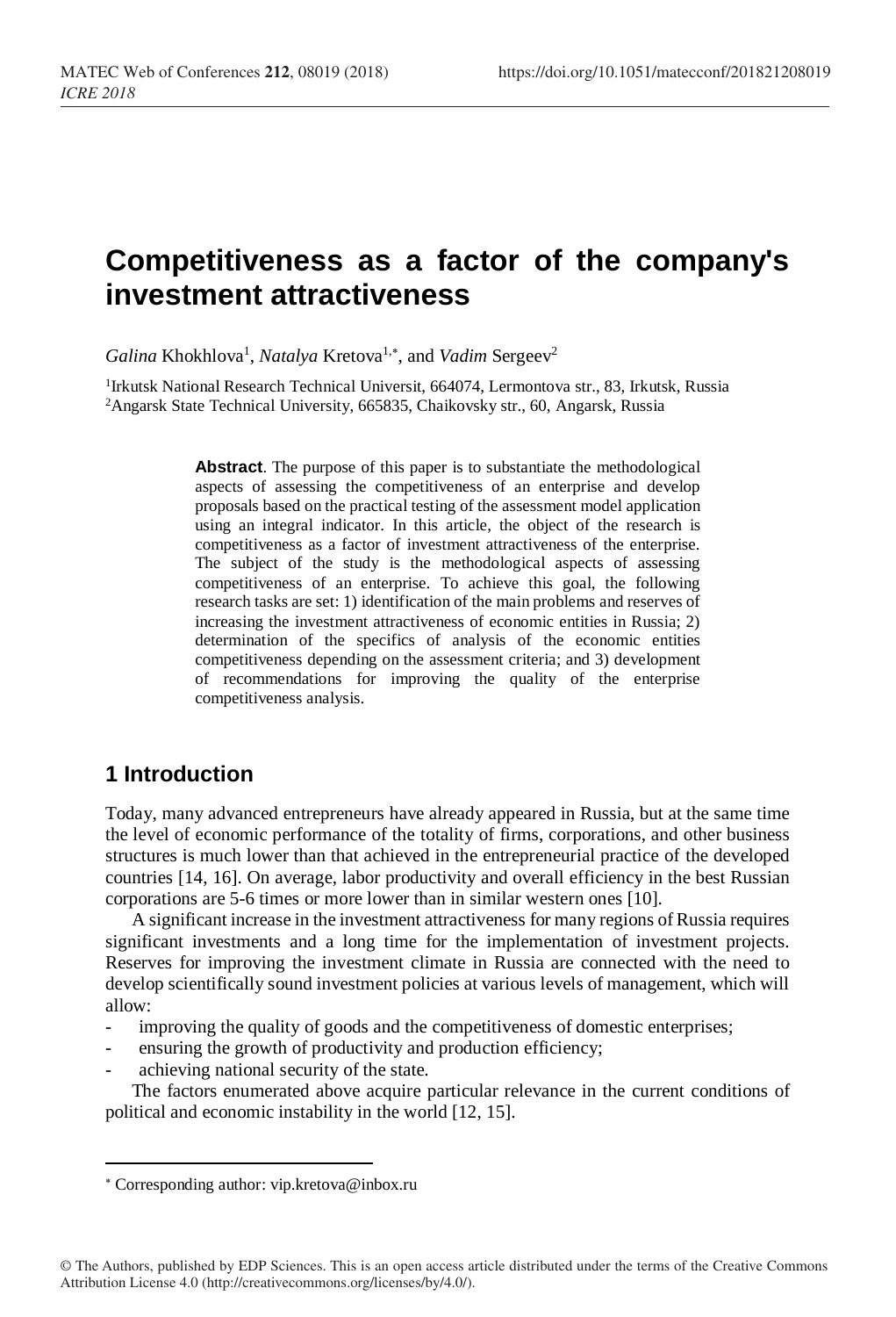# Competitiveness as a factor of the company's investment attractiveness

*Galina* Khokhlova[1], *Natalya* Kretova[1,*], and *Vadim* Sergeev[2]

[1]Irkutsk National Research Technical Universit, 664074, Lermontova str., 83, Irkutsk, Russia
[2]Angarsk State Technical University, 665835, Chaikovsky str., 60, Angarsk, Russia

**Abstract**. The purpose of this paper is to substantiate the methodological aspects of assessing the competitiveness of an enterprise and develop proposals based on the practical testing of the assessment model application using an integral indicator. In this article, the object of the research is competitiveness as a factor of investment attractiveness of the enterprise. The subject of the study is the methodological aspects of assessing competitiveness of an enterprise. To achieve this goal, the following research tasks are set: 1) identification of the main problems and reserves of increasing the investment attractiveness of economic entities in Russia; 2) determination of the specifics of analysis of the economic entities competitiveness depending on the assessment criteria; and 3) development of recommendations for improving the quality of the enterprise competitiveness analysis.

## 1 Introduction

Today, many advanced entrepreneurs have already appeared in Russia, but at the same time the level of economic performance of the totality of firms, corporations, and other business structures is much lower than that achieved in the entrepreneurial practice of the developed countries [14, 16]. On average, labor productivity and overall efficiency in the best Russian corporations are 5-6 times or more lower than in similar western ones [10].

A significant increase in the investment attractiveness for many regions of Russia requires significant investments and a long time for the implementation of investment projects. Reserves for improving the investment climate in Russia are connected with the need to develop scientifically sound investment policies at various levels of management, which will allow:

- improving the quality of goods and the competitiveness of domestic enterprises;
- ensuring the growth of productivity and production efficiency;
- achieving national security of the state.

The factors enumerated above acquire particular relevance in the current conditions of political and economic instability in the world [12, 15].

* Corresponding author: vip.kretova@inbox.ru

© The Authors, published by EDP Sciences. This is an open access article distributed under the terms of the Creative Commons Attribution License 4.0 (http://creativecommons.org/licenses/by/4.0/).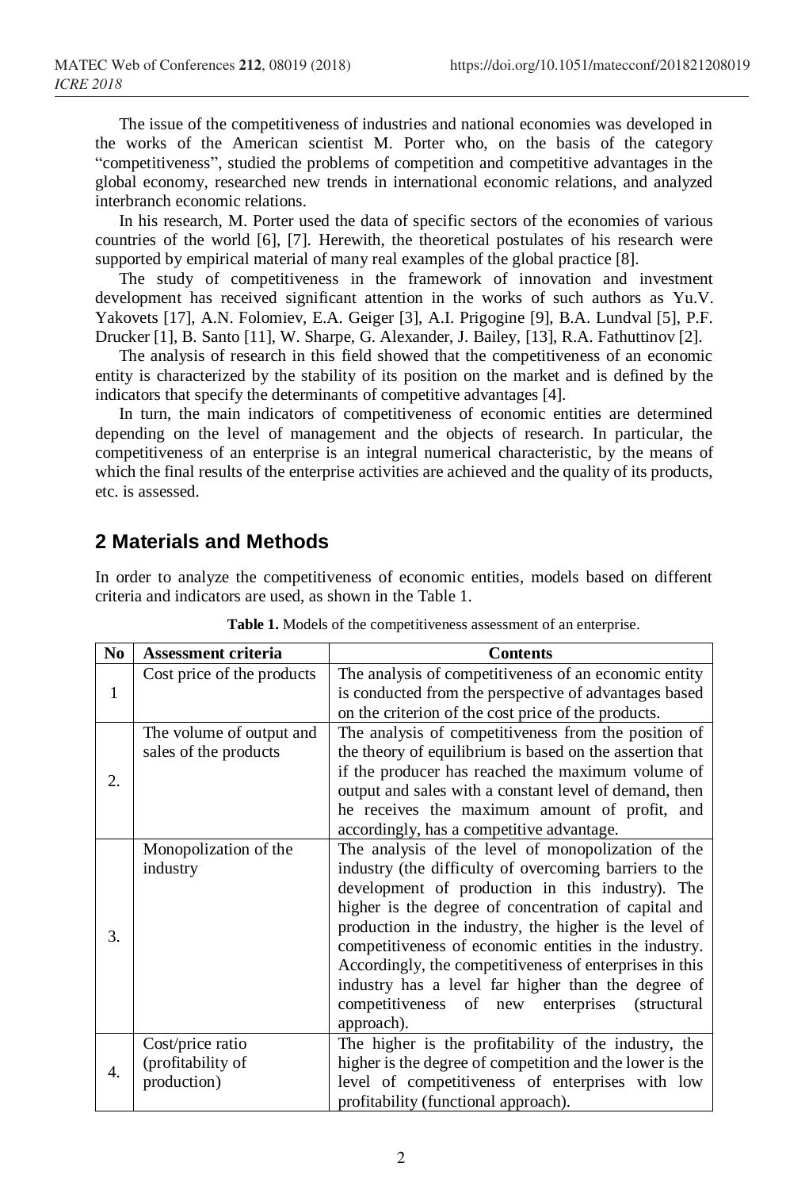The issue of the competitiveness of industries and national economies was developed in the works of the American scientist M. Porter who, on the basis of the category "competitiveness", studied the problems of competition and competitive advantages in the global economy, researched new trends in international economic relations, and analyzed interbranch economic relations.

In his research, M. Porter used the data of specific sectors of the economies of various countries of the world [6], [7]. Herewith, the theoretical postulates of his research were supported by empirical material of many real examples of the global practice [8].

The study of competitiveness in the framework of innovation and investment development has received significant attention in the works of such authors as Yu.V. Yakovets [17], A.N. Folomiev, E.A. Geiger [3], A.I. Prigogine [9], B.A. Lundval [5], P.F. Drucker [1], B. Santo [11], W. Sharpe, G. Alexander, J. Bailey, [13], R.A. Fathuttinov [2].

The analysis of research in this field showed that the competitiveness of an economic entity is characterized by the stability of its position on the market and is defined by the indicators that specify the determinants of competitive advantages [4].

In turn, the main indicators of competitiveness of economic entities are determined depending on the level of management and the objects of research. In particular, the competitiveness of an enterprise is an integral numerical characteristic, by the means of which the final results of the enterprise activities are achieved and the quality of its products, etc. is assessed.

## 2 Materials and Methods

In order to analyze the competitiveness of economic entities, models based on different criteria and indicators are used, as shown in the Table 1.

**Table 1.** Models of the competitiveness assessment of an enterprise.

| No | Assessment criteria | Contents |
|---|---|---|
| 1 | Cost price of the products | The analysis of competitiveness of an economic entity is conducted from the perspective of advantages based on the criterion of the cost price of the products. |
| 2. | The volume of output and sales of the products | The analysis of competitiveness from the position of the theory of equilibrium is based on the assertion that if the producer has reached the maximum volume of output and sales with a constant level of demand, then he receives the maximum amount of profit, and accordingly, has a competitive advantage. |
| 3. | Monopolization of the industry | The analysis of the level of monopolization of the industry (the difficulty of overcoming barriers to the development of production in this industry). The higher is the degree of concentration of capital and production in the industry, the higher is the level of competitiveness of economic entities in the industry. Accordingly, the competitiveness of enterprises in this industry has a level far higher than the degree of competitiveness of new enterprises (structural approach). |
| 4. | Cost/price ratio (profitability of production) | The higher is the profitability of the industry, the higher is the degree of competition and the lower is the level of competitiveness of enterprises with low profitability (functional approach). |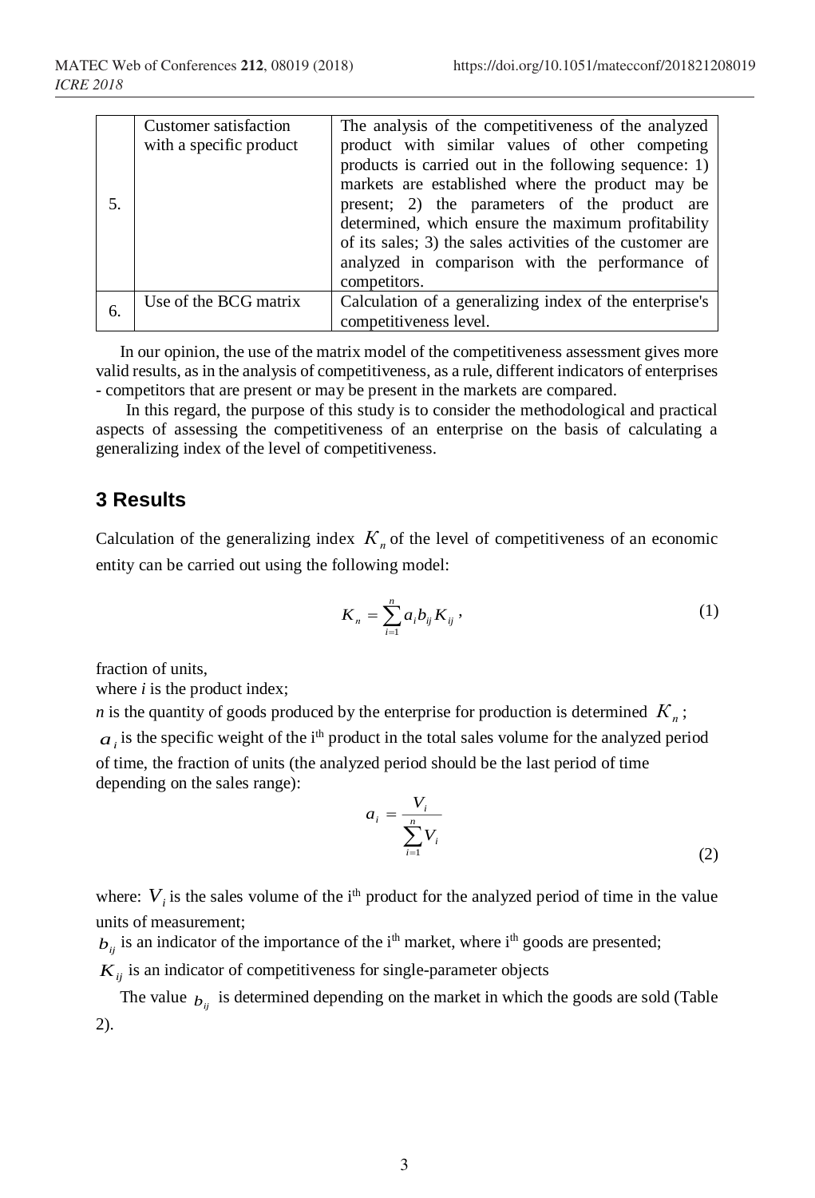| 5. | Customer satisfaction with a specific product | The analysis of the competitiveness of the analyzed product with similar values of other competing products is carried out in the following sequence: 1) markets are established where the product may be present; 2) the parameters of the product are determined, which ensure the maximum profitability of its sales; 3) the sales activities of the customer are analyzed in comparison with the performance of competitors. |
|---|---|---|
| 6. | Use of the BCG matrix | Calculation of a generalizing index of the enterprise's competitiveness level. |

In our opinion, the use of the matrix model of the competitiveness assessment gives more valid results, as in the analysis of competitiveness, as a rule, different indicators of enterprises - competitors that are present or may be present in the markets are compared.

In this regard, the purpose of this study is to consider the methodological and practical aspects of assessing the competitiveness of an enterprise on the basis of calculating a generalizing index of the level of competitiveness.

## 3 Results

Calculation of the generalizing index $K_n$ of the level of competitiveness of an economic entity can be carried out using the following model:

$$K_n = \sum_{i=1}^{n} a_i b_{ij} K_{ij}, \quad (1)$$

fraction of units,
where *i* is the product index;
*n* is the quantity of goods produced by the enterprise for production is determined $K_n$;
$a_i$ is the specific weight of the i^th^ product in the total sales volume for the analyzed period of time, the fraction of units (the analyzed period should be the last period of time depending on the sales range):

$$a_i = \frac{V_i}{\sum_{i=1}^{n} V_i} \quad (2)$$

where: $V_i$ is the sales volume of the $i^{th}$ product for the analyzed period of time in the value units of measurement;
$b_{ij}$ is an indicator of the importance of the $i^{th}$ market, where $i^{th}$ goods are presented;
$K_{ij}$ is an indicator of competitiveness for single-parameter objects

The value $b_{ij}$ is determined depending on the market in which the goods are sold (Table 2).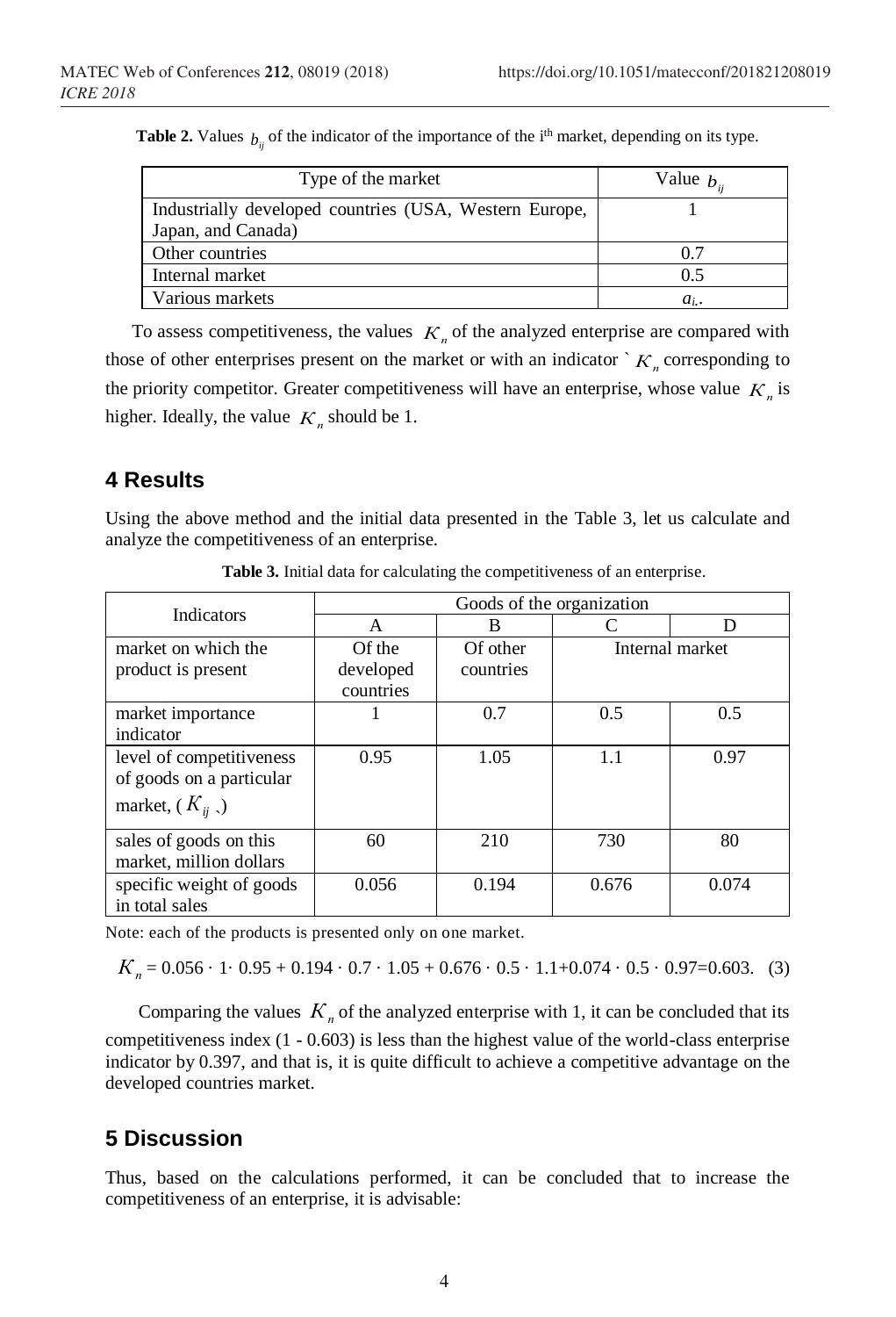**Table 2.** Values $b_{ij}$ of the indicator of the importance of the i[th] market, depending on its type.

| Type of the market | Value $b_{ij}$ |
|---|---|
| Industrially developed countries (USA, Western Europe, Japan, and Canada) | 1 |
| Other countries | 0.7 |
| Internal market | 0.5 |
| Various markets | $a_{i}$. |

To assess competitiveness, the values $K_n$ of the analyzed enterprise are compared with those of other enterprises present on the market or with an indicator ` $K_n$ corresponding to the priority competitor. Greater competitiveness will have an enterprise, whose value $K_n$ is higher. Ideally, the value $K_n$ should be 1.

## 4 Results

Using the above method and the initial data presented in the Table 3, let us calculate and analyze the competitiveness of an enterprise.

**Table 3.** Initial data for calculating the competitiveness of an enterprise.

| Indicators | Goods of the organization | | | |
|---|---|---|---|---|
| | A | B | C | D |
| market on which the product is present | Of the developed countries | Of other countries | Internal market | |
| market importance indicator | 1 | 0.7 | 0.5 | 0.5 |
| level of competitiveness of goods on a particular market, ($K_{ij}$ ,) | 0.95 | 1.05 | 1.1 | 0.97 |
| sales of goods on this market, million dollars | 60 | 210 | 730 | 80 |
| specific weight of goods in total sales | 0.056 | 0.194 | 0.676 | 0.074 |

Note: each of the products is presented only on one market.

$$K_n = 0.056 \cdot 1 \cdot 0.95 + 0.194 \cdot 0.7 \cdot 1.05 + 0.676 \cdot 0.5 \cdot 1.1 + 0.074 \cdot 0.5 \cdot 0.97 = 0.603. \quad (3)$$

Comparing the values $K_n$ of the analyzed enterprise with 1, it can be concluded that its competitiveness index (1 - 0.603) is less than the highest value of the world-class enterprise indicator by 0.397, and that is, it is quite difficult to achieve a competitive advantage on the developed countries market.

## 5 Discussion

Thus, based on the calculations performed, it can be concluded that to increase the competitiveness of an enterprise, it is advisable: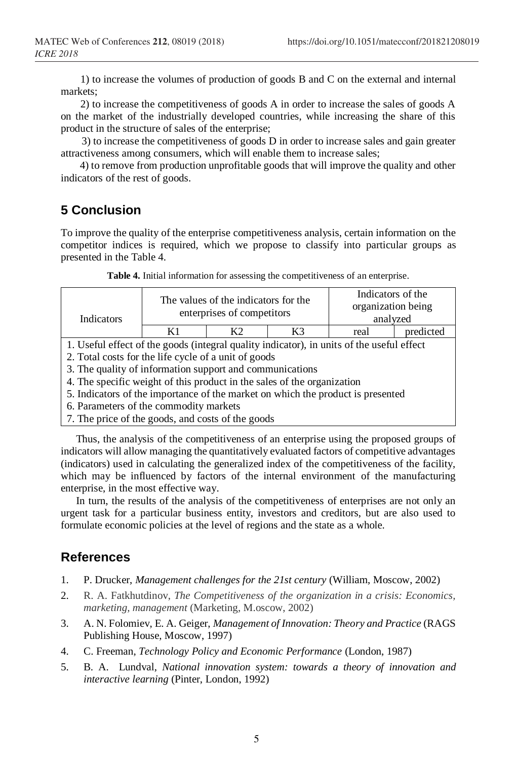1) to increase the volumes of production of goods B and C on the external and internal markets;

2) to increase the competitiveness of goods A in order to increase the sales of goods A on the market of the industrially developed countries, while increasing the share of this product in the structure of sales of the enterprise;

3) to increase the competitiveness of goods D in order to increase sales and gain greater attractiveness among consumers, which will enable them to increase sales;

4) to remove from production unprofitable goods that will improve the quality and other indicators of the rest of goods.

## 5 Conclusion

To improve the quality of the enterprise competitiveness analysis, certain information on the competitor indices is required, which we propose to classify into particular groups as presented in the Table 4.

**Table 4.** Initial information for assessing the competitiveness of an enterprise.

| Indicators | The values of the indicators for the enterprises of competitors | | | Indicators of the organization being analyzed | |
|---|---|---|---|---|---|
| | K1 | K2 | K3 | real | predicted |
| 1. Useful effect of the goods (integral quality indicator), in units of the useful effect | | | | | |
| 2. Total costs for the life cycle of a unit of goods | | | | | |
| 3. The quality of information support and communications | | | | | |
| 4. The specific weight of this product in the sales of the organization | | | | | |
| 5. Indicators of the importance of the market on which the product is presented | | | | | |
| 6. Parameters of the commodity markets | | | | | |
| 7. The price of the goods, and costs of the goods | | | | | |

Thus, the analysis of the competitiveness of an enterprise using the proposed groups of indicators will allow managing the quantitatively evaluated factors of competitive advantages (indicators) used in calculating the generalized index of the competitiveness of the facility, which may be influenced by factors of the internal environment of the manufacturing enterprise, in the most effective way.

In turn, the results of the analysis of the competitiveness of enterprises are not only an urgent task for a particular business entity, investors and creditors, but are also used to formulate economic policies at the level of regions and the state as a whole.

## References

1. P. Drucker, *Management challenges for the 21st century* (William, Moscow, 2002)
2. R. A. Fatkhutdinov, *The Competitiveness of the organization in a crisis: Economics, marketing, management* (Marketing, M.oscow, 2002)
3. A. N. Folomiev, E. A. Geiger, *Management of Innovation: Theory and Practice* (RAGS Publishing House, Moscow, 1997)
4. C. Freeman, *Technology Policy and Economic Performance* (London, 1987)
5. B. A. Lundval, *National innovation system: towards a theory of innovation and interactive learning* (Pinter, London, 1992)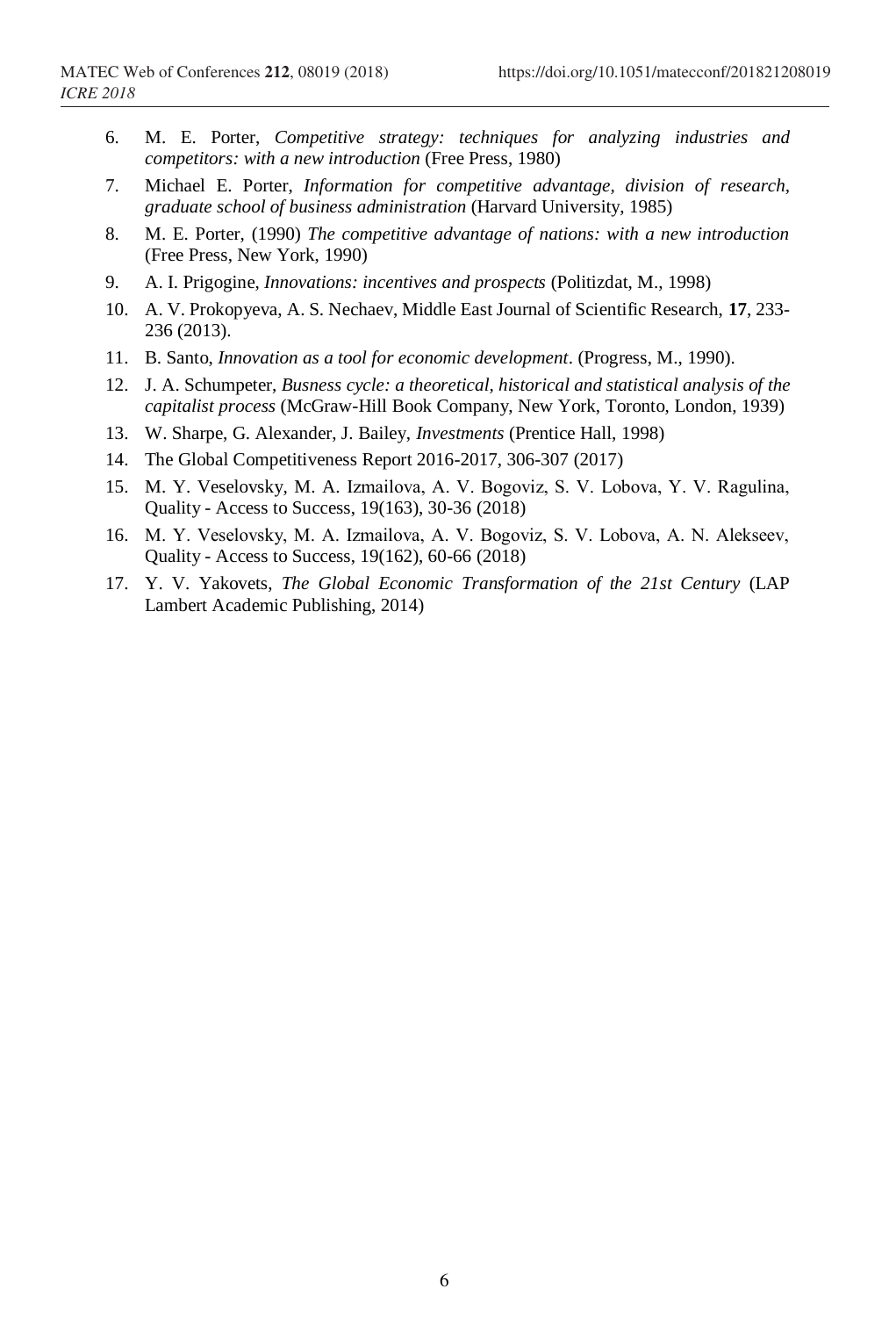6. M. E. Porter, *Competitive strategy: techniques for analyzing industries and competitors: with a new introduction* (Free Press, 1980)
7. Michael E. Porter, *Information for competitive advantage, division of research, graduate school of business administration* (Harvard University, 1985)
8. M. E. Porter, (1990) *The competitive advantage of nations: with a new introduction* (Free Press, New York, 1990)
9. A. I. Prigogine, *Innovations: incentives and prospects* (Politizdat, M., 1998)
10. A. V. Prokopyeva, A. S. Nechaev, Middle East Journal of Scientific Research, **17**, 233-236 (2013).
11. B. Santo, *Innovation as a tool for economic development*. (Progress, M., 1990).
12. J. A. Schumpeter, *Busness cycle: a theoretical, historical and statistical analysis of the capitalist process* (McGraw-Hill Book Company, New York, Toronto, London, 1939)
13. W. Sharpe, G. Alexander, J. Bailey, *Investments* (Prentice Hall, 1998)
14. The Global Competitiveness Report 2016-2017, 306-307 (2017)
15. M. Y. Veselovsky, M. A. Izmailova, A. V. Bogoviz, S. V. Lobova, Y. V. Ragulina, Quality - Access to Success, 19(163), 30-36 (2018)
16. M. Y. Veselovsky, M. A. Izmailova, A. V. Bogoviz, S. V. Lobova, A. N. Alekseev, Quality - Access to Success, 19(162), 60-66 (2018)
17. Y. V. Yakovets, *The Global Economic Transformation of the 21st Century* (LAP Lambert Academic Publishing, 2014)